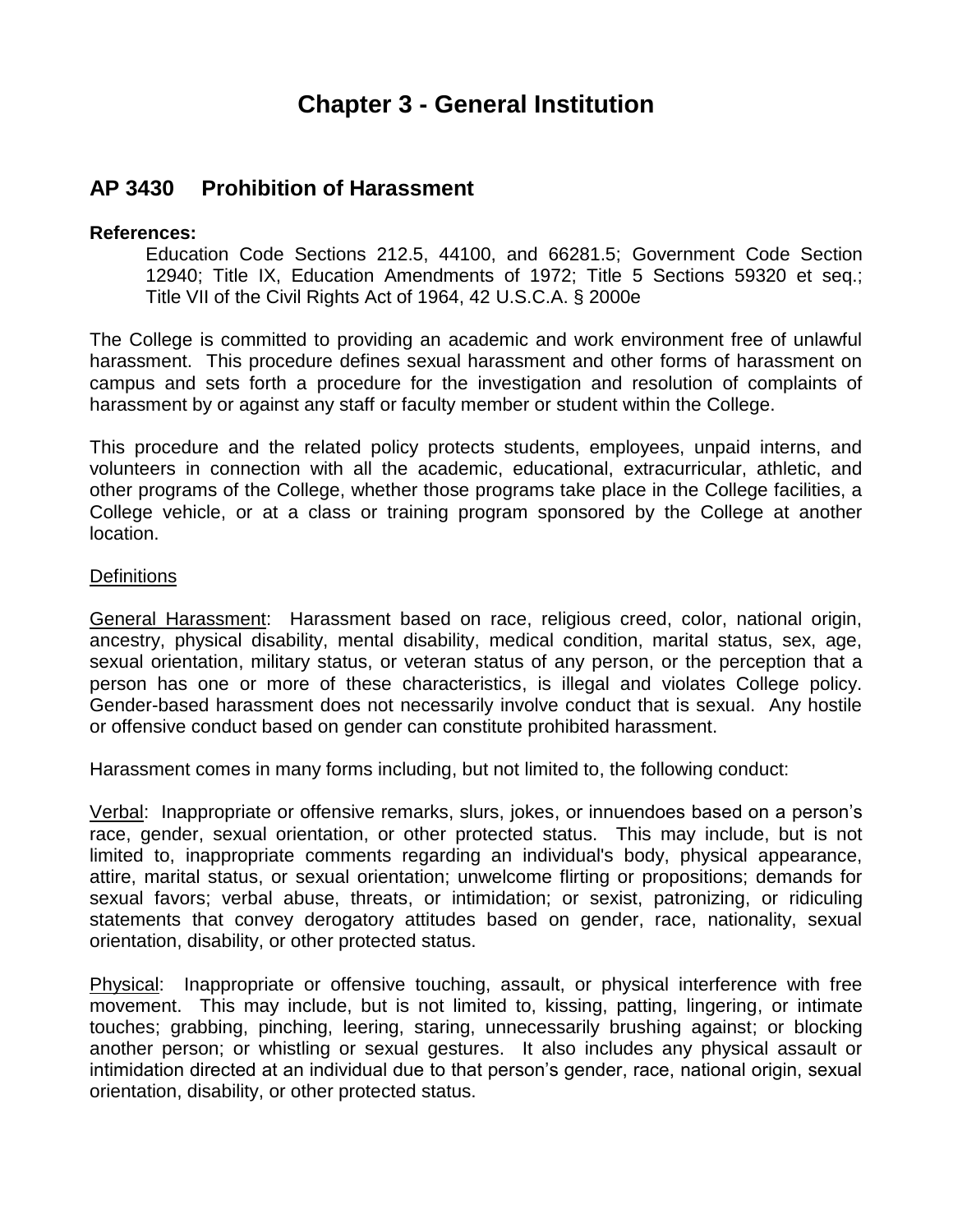# Chapter 3 - General Institution

## AP 3430 Prohibition of Harassment

**References:**

Education Code Sections 212.5, 44100, and 66281.5; Government Code Section 12940; Title IX, Education Amendments of 1972; Title 5 Sections 59320 et seq.; Title VII of the Civil Rights Act of 1964, 42 U.S.C.A. § 2000e

The College is committed to providing an academic and work environment free of unlawful harassment. This procedure defines sexual harassment and other forms of harassment on campus and sets forth a procedure for the investigation and resolution of complaints of harassment by or against any staff or faculty member or student within the College.

This procedure and the related policy protects students, employees, unpaid interns, and volunteers in connection with all the academic, educational, extracurricular, athletic, and other programs of the College, whether those programs take place in the College facilities, a College vehicle, or at a class or training program sponsored by the College at another location.

Definitions

General Harassment: Harassment based on race, religious creed, color, national origin, ancestry, physical disability, mental disability, medical condition, marital status, sex, age, sexual orientation, military status, or veteran status of any person, or the perception that a person has one or more of these characteristics, is illegal and violates College policy. Gender-based harassment does not necessarily involve conduct that is sexual. Any hostile or offensive conduct based on gender can constitute prohibited harassment.

Harassment comes in many forms including, but not limited to, the following conduct:

Verbal: Inappropriate or offensive remarks, slurs, jokes, or innuendoes based on a person's race, gender, sexual orientation, or other protected status. This may include, but is not limited to, inappropriate comments regarding an individual's body, physical appearance, attire, marital status, or sexual orientation; unwelcome flirting or propositions; demands for sexual favors; verbal abuse, threats, or intimidation; or sexist, patronizing, or ridiculing statements that convey derogatory attitudes based on gender, race, nationality, sexual orientation, disability, or other protected status.

Physical: Inappropriate or offensive touching, assault, or physical interference with free movement. This may include, but is not limited to, kissing, patting, lingering, or intimate touches; grabbing, pinching, leering, staring, unnecessarily brushing against; or blocking another person; or whistling or sexual gestures. It also includes any physical assault or intimidation directed at an individual due to that person's gender, race, national origin, sexual orientation, disability, or other protected status.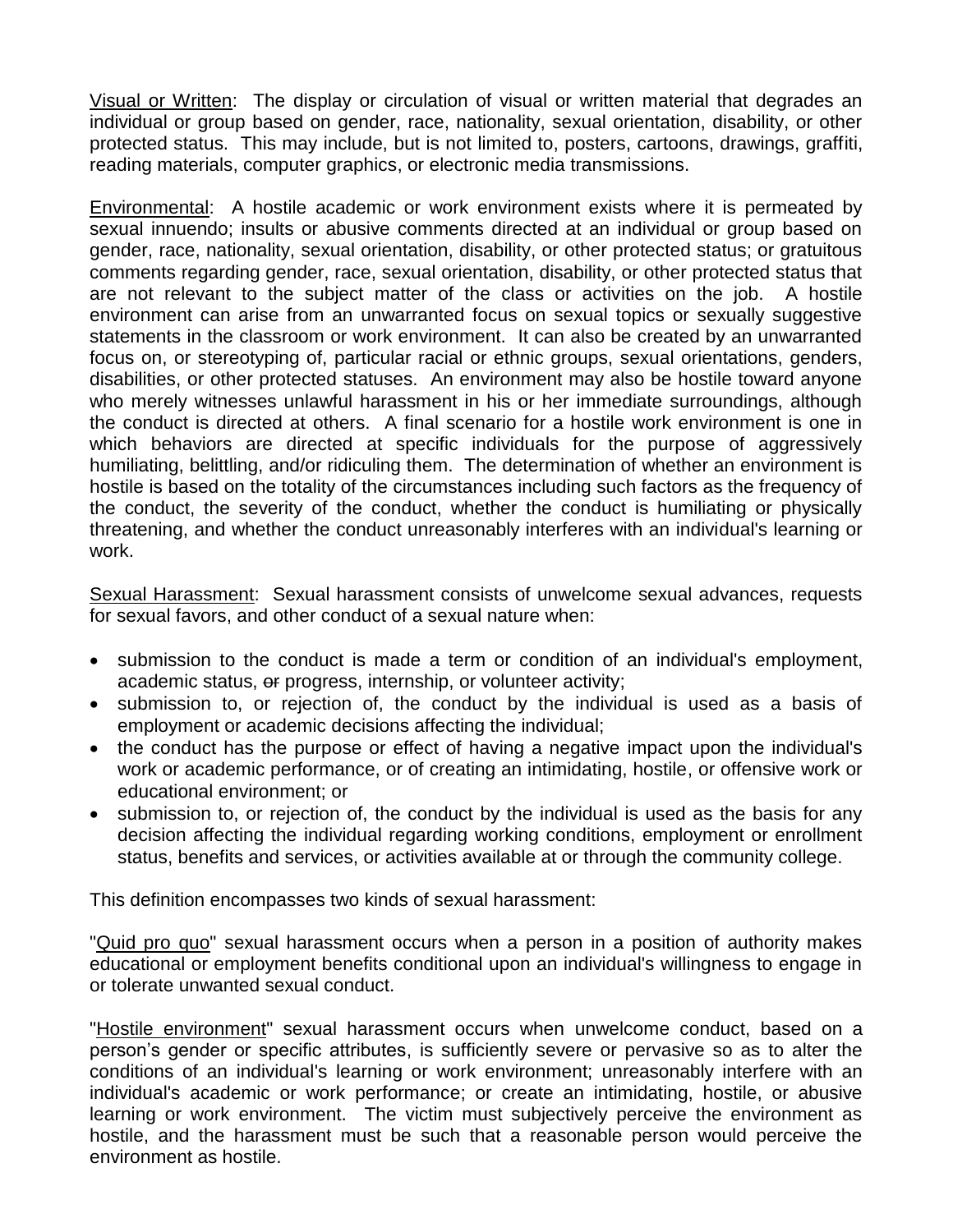Visual or Written: The display or circulation of visual or written material that degrades an individual or group based on gender, race, nationality, sexual orientation, disability, or other protected status. This may include, but is not limited to, posters, cartoons, drawings, graffiti, reading materials, computer graphics, or electronic media transmissions.

Environmental: A hostile academic or work environment exists where it is permeated by sexual innuendo; insults or abusive comments directed at an individual or group based on gender, race, nationality, sexual orientation, disability, or other protected status; or gratuitous comments regarding gender, race, sexual orientation, disability, or other protected status that are not relevant to the subject matter of the class or activities on the job. A hostile environment can arise from an unwarranted focus on sexual topics or sexually suggestive statements in the classroom or work environment. It can also be created by an unwarranted focus on, or stereotyping of, particular racial or ethnic groups, sexual orientations, genders, disabilities, or other protected statuses. An environment may also be hostile toward anyone who merely witnesses unlawful harassment in his or her immediate surroundings, although the conduct is directed at others. A final scenario for a hostile work environment is one in which behaviors are directed at specific individuals for the purpose of aggressively humiliating, belittling, and/or ridiculing them. The determination of whether an environment is hostile is based on the totality of the circumstances including such factors as the frequency of the conduct, the severity of the conduct, whether the conduct is humiliating or physically threatening, and whether the conduct unreasonably interferes with an individual's learning or work.

Sexual Harassment: Sexual harassment consists of unwelcome sexual advances, requests for sexual favors, and other conduct of a sexual nature when:

- submission to the conduct is made a term or condition of an individual's employment, academic status, ~~or~~ progress, internship, or volunteer activity;
- submission to, or rejection of, the conduct by the individual is used as a basis of employment or academic decisions affecting the individual;
- the conduct has the purpose or effect of having a negative impact upon the individual's work or academic performance, or of creating an intimidating, hostile, or offensive work or educational environment; or
- submission to, or rejection of, the conduct by the individual is used as the basis for any decision affecting the individual regarding working conditions, employment or enrollment status, benefits and services, or activities available at or through the community college.

This definition encompasses two kinds of sexual harassment:

"Quid pro quo" sexual harassment occurs when a person in a position of authority makes educational or employment benefits conditional upon an individual's willingness to engage in or tolerate unwanted sexual conduct.

"Hostile environment" sexual harassment occurs when unwelcome conduct, based on a person's gender or specific attributes, is sufficiently severe or pervasive so as to alter the conditions of an individual's learning or work environment; unreasonably interfere with an individual's academic or work performance; or create an intimidating, hostile, or abusive learning or work environment. The victim must subjectively perceive the environment as hostile, and the harassment must be such that a reasonable person would perceive the environment as hostile.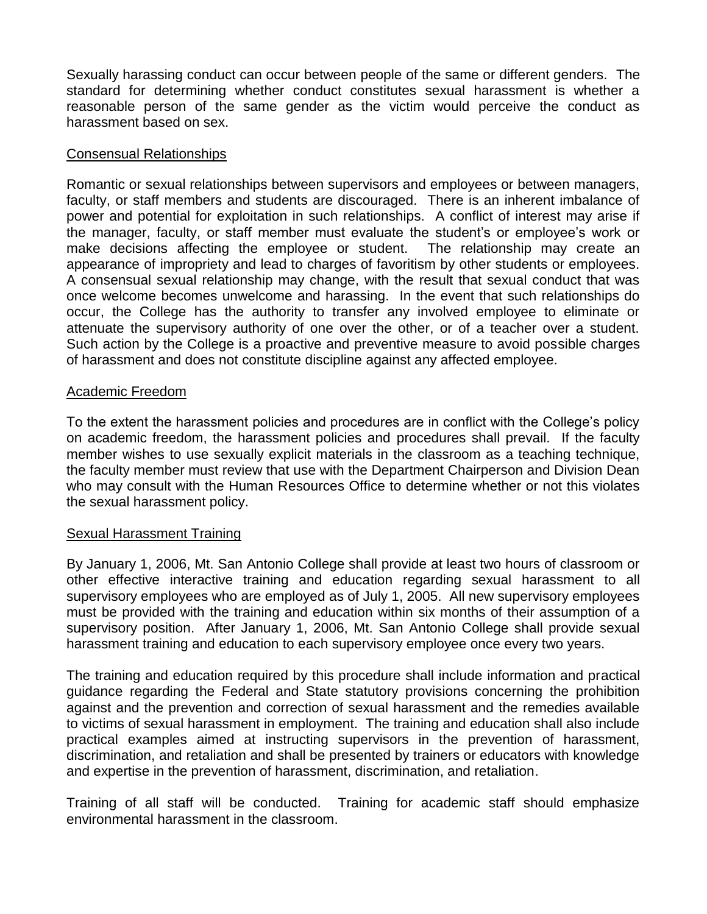Sexually harassing conduct can occur between people of the same or different genders. The standard for determining whether conduct constitutes sexual harassment is whether a reasonable person of the same gender as the victim would perceive the conduct as harassment based on sex.

## Consensual Relationships

Romantic or sexual relationships between supervisors and employees or between managers, faculty, or staff members and students are discouraged. There is an inherent imbalance of power and potential for exploitation in such relationships. A conflict of interest may arise if the manager, faculty, or staff member must evaluate the student's or employee's work or make decisions affecting the employee or student. The relationship may create an appearance of impropriety and lead to charges of favoritism by other students or employees. A consensual sexual relationship may change, with the result that sexual conduct that was once welcome becomes unwelcome and harassing. In the event that such relationships do occur, the College has the authority to transfer any involved employee to eliminate or attenuate the supervisory authority of one over the other, or of a teacher over a student. Such action by the College is a proactive and preventive measure to avoid possible charges of harassment and does not constitute discipline against any affected employee.

## Academic Freedom

To the extent the harassment policies and procedures are in conflict with the College's policy on academic freedom, the harassment policies and procedures shall prevail. If the faculty member wishes to use sexually explicit materials in the classroom as a teaching technique, the faculty member must review that use with the Department Chairperson and Division Dean who may consult with the Human Resources Office to determine whether or not this violates the sexual harassment policy.

## Sexual Harassment Training

By January 1, 2006, Mt. San Antonio College shall provide at least two hours of classroom or other effective interactive training and education regarding sexual harassment to all supervisory employees who are employed as of July 1, 2005. All new supervisory employees must be provided with the training and education within six months of their assumption of a supervisory position. After January 1, 2006, Mt. San Antonio College shall provide sexual harassment training and education to each supervisory employee once every two years.

The training and education required by this procedure shall include information and practical guidance regarding the Federal and State statutory provisions concerning the prohibition against and the prevention and correction of sexual harassment and the remedies available to victims of sexual harassment in employment. The training and education shall also include practical examples aimed at instructing supervisors in the prevention of harassment, discrimination, and retaliation and shall be presented by trainers or educators with knowledge and expertise in the prevention of harassment, discrimination, and retaliation.

Training of all staff will be conducted. Training for academic staff should emphasize environmental harassment in the classroom.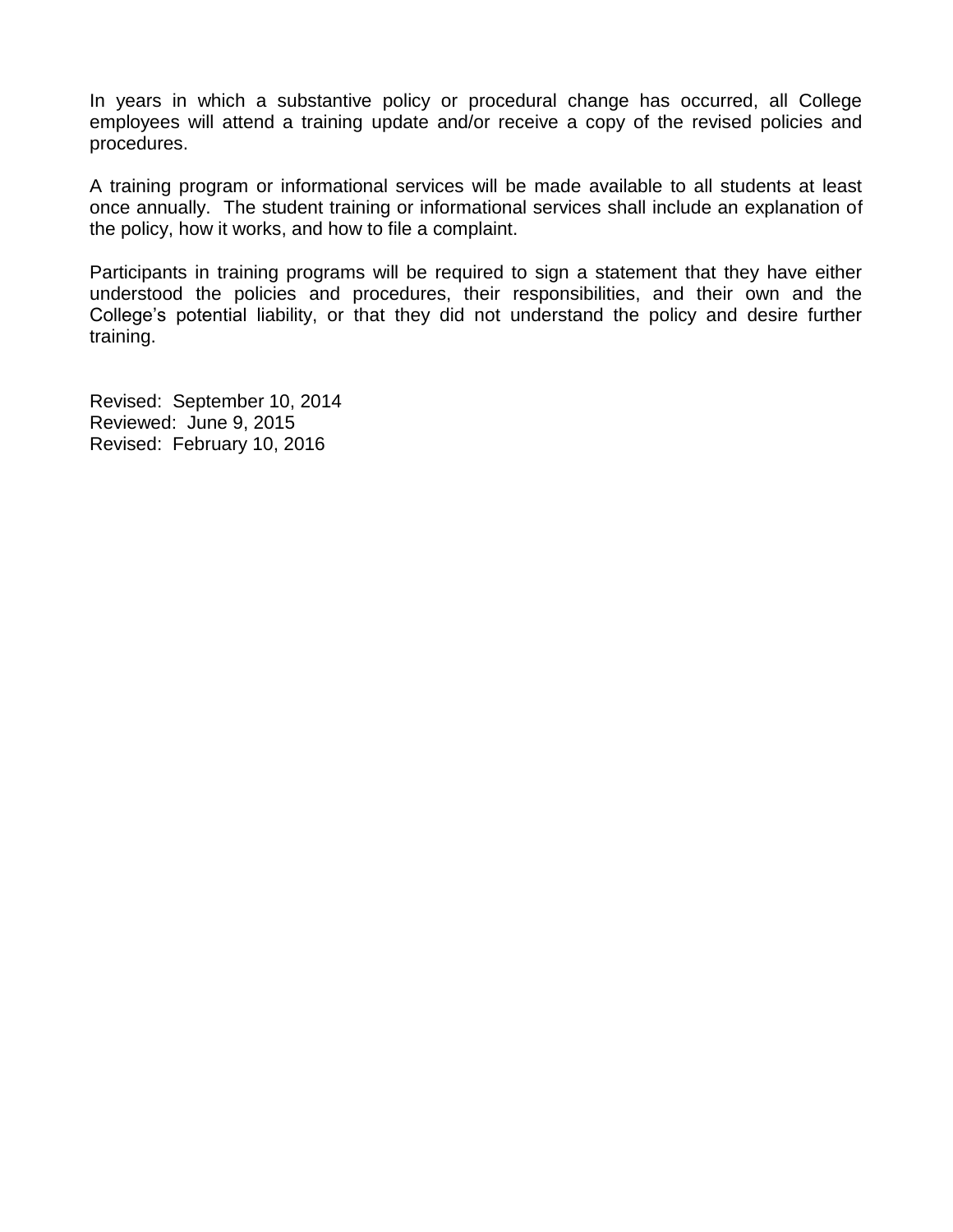In years in which a substantive policy or procedural change has occurred, all College employees will attend a training update and/or receive a copy of the revised policies and procedures.

A training program or informational services will be made available to all students at least once annually. The student training or informational services shall include an explanation of the policy, how it works, and how to file a complaint.

Participants in training programs will be required to sign a statement that they have either understood the policies and procedures, their responsibilities, and their own and the College's potential liability, or that they did not understand the policy and desire further training.

Revised: September 10, 2014
Reviewed: June 9, 2015
Revised: February 10, 2016